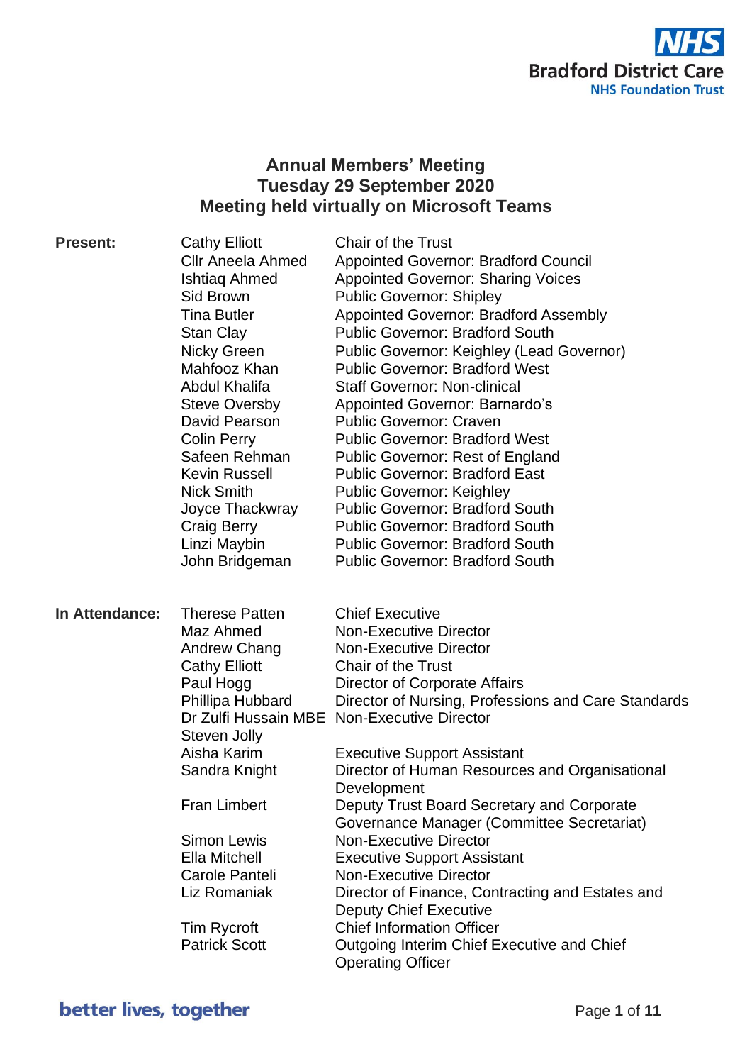# Annual Members' Meeting
## Tuesday 29 September 2020
## Meeting held virtually on Microsoft Teams

| | | |
|---|---|---|
| **Present:** | Cathy Elliott | Chair of the Trust |
| | Cllr Aneela Ahmed | Appointed Governor: Bradford Council |
| | Ishtiaq Ahmed | Appointed Governor: Sharing Voices |
| | Sid Brown | Public Governor: Shipley |
| | Tina Butler | Appointed Governor: Bradford Assembly |
| | Stan Clay | Public Governor: Bradford South |
| | Nicky Green | Public Governor: Keighley (Lead Governor) |
| | Mahfooz Khan | Public Governor: Bradford West |
| | Abdul Khalifa | Staff Governor: Non-clinical |
| | Steve Oversby | Appointed Governor: Barnardo's |
| | David Pearson | Public Governor: Craven |
| | Colin Perry | Public Governor: Bradford West |
| | Safeen Rehman | Public Governor: Rest of England |
| | Kevin Russell | Public Governor: Bradford East |
| | Nick Smith | Public Governor: Keighley |
| | Joyce Thackwray | Public Governor: Bradford South |
| | Craig Berry | Public Governor: Bradford South |
| | Linzi Maybin | Public Governor: Bradford South |
| | John Bridgeman | Public Governor: Bradford South |
| | | |
| **In Attendance:** | Therese Patten | Chief Executive |
| | Maz Ahmed | Non-Executive Director |
| | Andrew Chang | Non-Executive Director |
| | Cathy Elliott | Chair of the Trust |
| | Paul Hogg | Director of Corporate Affairs |
| | Phillipa Hubbard | Director of Nursing, Professions and Care Standards |
| | Dr Zulfi Hussain MBE | Non-Executive Director |
| | Steven Jolly | |
| | Aisha Karim | Executive Support Assistant |
| | Sandra Knight | Director of Human Resources and Organisational Development |
| | Fran Limbert | Deputy Trust Board Secretary and Corporate Governance Manager (Committee Secretariat) |
| | Simon Lewis | Non-Executive Director |
| | Ella Mitchell | Executive Support Assistant |
| | Carole Panteli | Non-Executive Director |
| | Liz Romaniak | Director of Finance, Contracting and Estates and Deputy Chief Executive |
| | Tim Rycroft | Chief Information Officer |
| | Patrick Scott | Outgoing Interim Chief Executive and Chief Operating Officer |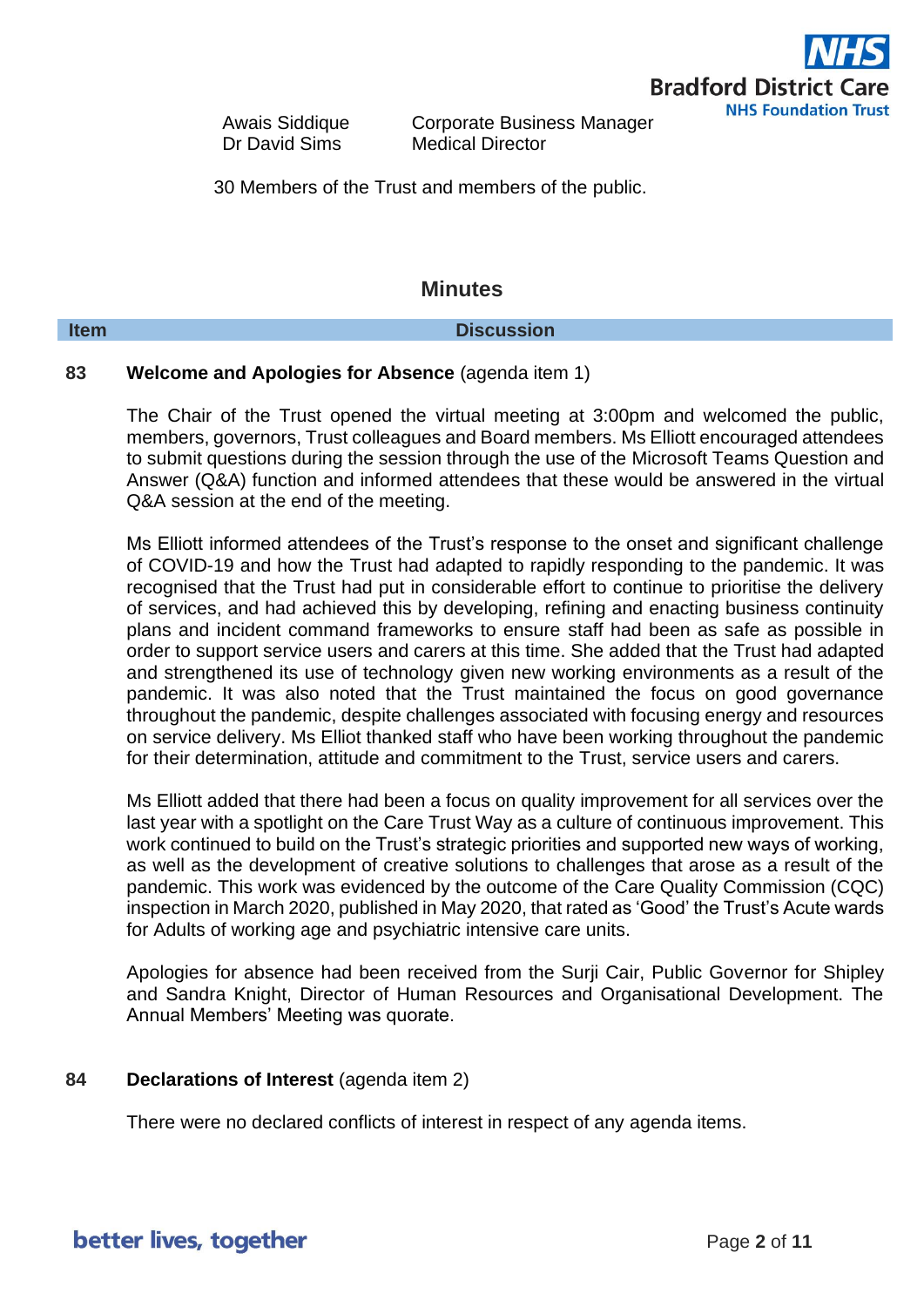| | |
|---|---|
| Awais Siddique | Corporate Business Manager |
| Dr David Sims | Medical Director |

30 Members of the Trust and members of the public.

## Minutes

| Item | Discussion |
|---|---|

**83** **Welcome and Apologies for Absence** (agenda item 1)

The Chair of the Trust opened the virtual meeting at 3:00pm and welcomed the public, members, governors, Trust colleagues and Board members. Ms Elliott encouraged attendees to submit questions during the session through the use of the Microsoft Teams Question and Answer (Q&A) function and informed attendees that these would be answered in the virtual Q&A session at the end of the meeting.

Ms Elliott informed attendees of the Trust's response to the onset and significant challenge of COVID-19 and how the Trust had adapted to rapidly responding to the pandemic. It was recognised that the Trust had put in considerable effort to continue to prioritise the delivery of services, and had achieved this by developing, refining and enacting business continuity plans and incident command frameworks to ensure staff had been as safe as possible in order to support service users and carers at this time. She added that the Trust had adapted and strengthened its use of technology given new working environments as a result of the pandemic. It was also noted that the Trust maintained the focus on good governance throughout the pandemic, despite challenges associated with focusing energy and resources on service delivery. Ms Elliot thanked staff who have been working throughout the pandemic for their determination, attitude and commitment to the Trust, service users and carers.

Ms Elliott added that there had been a focus on quality improvement for all services over the last year with a spotlight on the Care Trust Way as a culture of continuous improvement. This work continued to build on the Trust's strategic priorities and supported new ways of working, as well as the development of creative solutions to challenges that arose as a result of the pandemic. This work was evidenced by the outcome of the Care Quality Commission (CQC) inspection in March 2020, published in May 2020, that rated as 'Good' the Trust's Acute wards for Adults of working age and psychiatric intensive care units.

Apologies for absence had been received from the Surji Cair, Public Governor for Shipley and Sandra Knight, Director of Human Resources and Organisational Development. The Annual Members' Meeting was quorate.

**84** **Declarations of Interest** (agenda item 2)

There were no declared conflicts of interest in respect of any agenda items.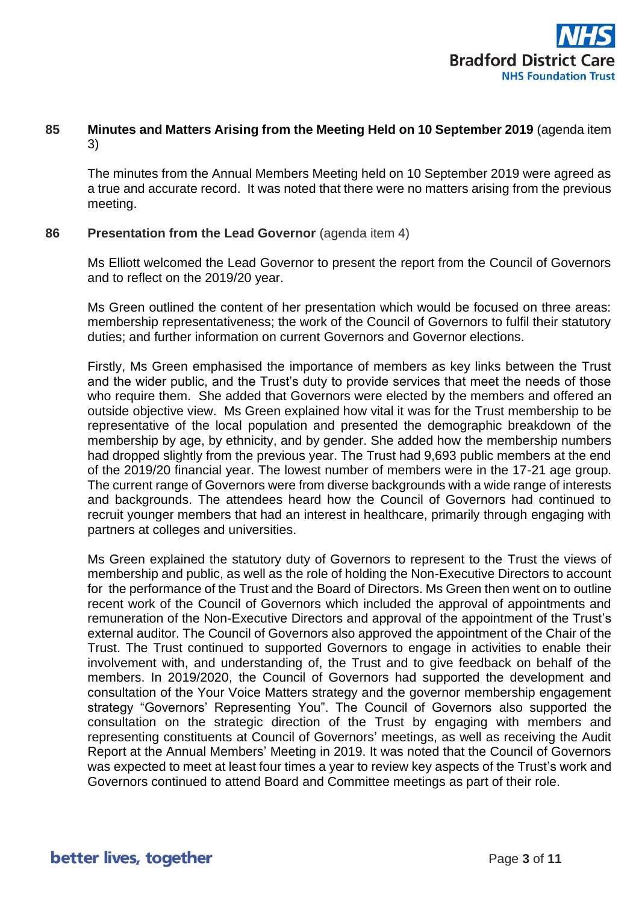**85 Minutes and Matters Arising from the Meeting Held on 10 September 2019** (agenda item 3)

The minutes from the Annual Members Meeting held on 10 September 2019 were agreed as a true and accurate record. It was noted that there were no matters arising from the previous meeting.

**86 Presentation from the Lead Governor** (agenda item 4)

Ms Elliott welcomed the Lead Governor to present the report from the Council of Governors and to reflect on the 2019/20 year.

Ms Green outlined the content of her presentation which would be focused on three areas: membership representativeness; the work of the Council of Governors to fulfil their statutory duties; and further information on current Governors and Governor elections.

Firstly, Ms Green emphasised the importance of members as key links between the Trust and the wider public, and the Trust's duty to provide services that meet the needs of those who require them. She added that Governors were elected by the members and offered an outside objective view. Ms Green explained how vital it was for the Trust membership to be representative of the local population and presented the demographic breakdown of the membership by age, by ethnicity, and by gender. She added how the membership numbers had dropped slightly from the previous year. The Trust had 9,693 public members at the end of the 2019/20 financial year. The lowest number of members were in the 17-21 age group. The current range of Governors were from diverse backgrounds with a wide range of interests and backgrounds. The attendees heard how the Council of Governors had continued to recruit younger members that had an interest in healthcare, primarily through engaging with partners at colleges and universities.

Ms Green explained the statutory duty of Governors to represent to the Trust the views of membership and public, as well as the role of holding the Non-Executive Directors to account for the performance of the Trust and the Board of Directors. Ms Green then went on to outline recent work of the Council of Governors which included the approval of appointments and remuneration of the Non-Executive Directors and approval of the appointment of the Trust's external auditor. The Council of Governors also approved the appointment of the Chair of the Trust. The Trust continued to supported Governors to engage in activities to enable their involvement with, and understanding of, the Trust and to give feedback on behalf of the members. In 2019/2020, the Council of Governors had supported the development and consultation of the Your Voice Matters strategy and the governor membership engagement strategy "Governors' Representing You". The Council of Governors also supported the consultation on the strategic direction of the Trust by engaging with members and representing constituents at Council of Governors' meetings, as well as receiving the Audit Report at the Annual Members' Meeting in 2019. It was noted that the Council of Governors was expected to meet at least four times a year to review key aspects of the Trust's work and Governors continued to attend Board and Committee meetings as part of their role.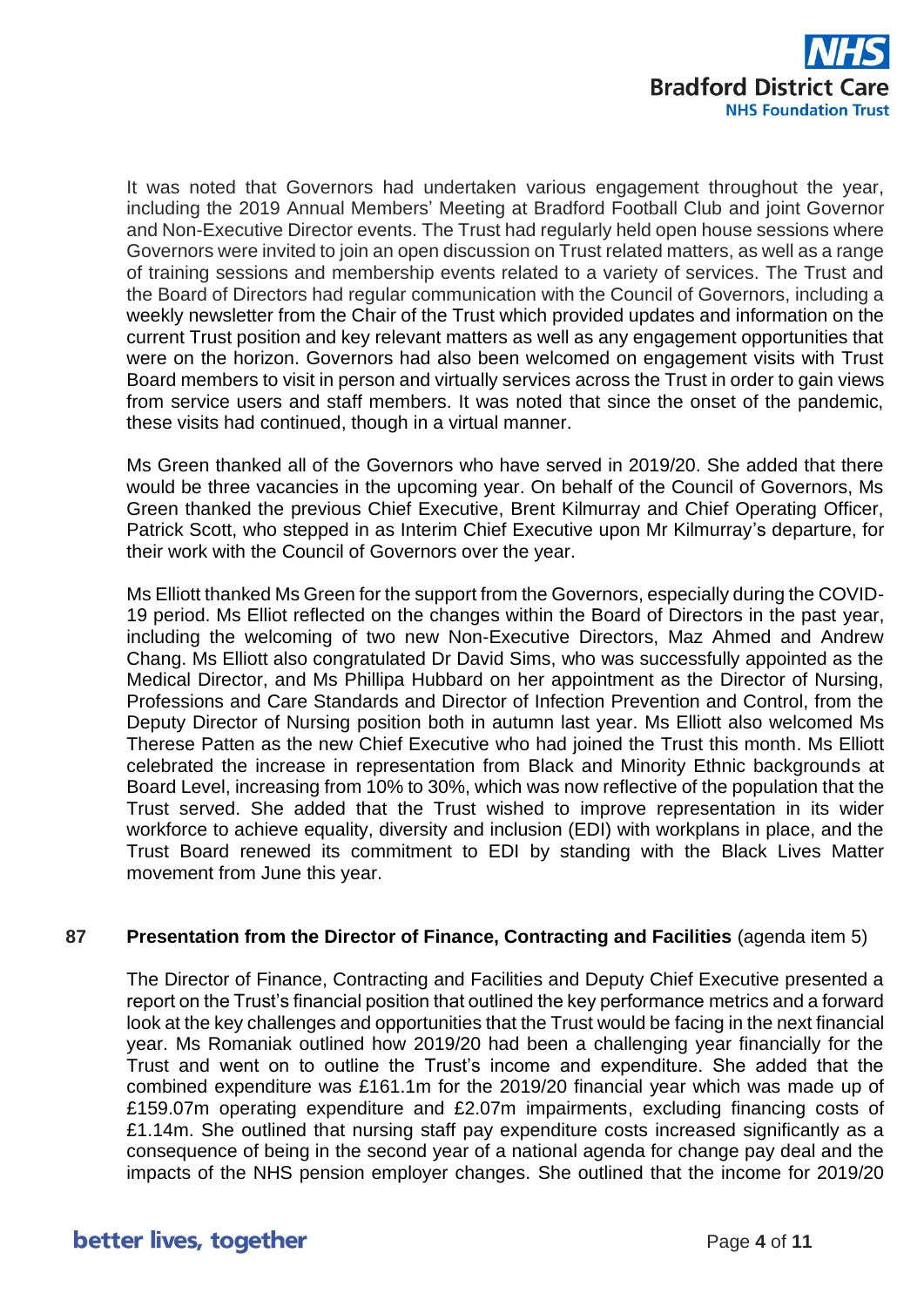It was noted that Governors had undertaken various engagement throughout the year, including the 2019 Annual Members' Meeting at Bradford Football Club and joint Governor and Non-Executive Director events. The Trust had regularly held open house sessions where Governors were invited to join an open discussion on Trust related matters, as well as a range of training sessions and membership events related to a variety of services. The Trust and the Board of Directors had regular communication with the Council of Governors, including a weekly newsletter from the Chair of the Trust which provided updates and information on the current Trust position and key relevant matters as well as any engagement opportunities that were on the horizon. Governors had also been welcomed on engagement visits with Trust Board members to visit in person and virtually services across the Trust in order to gain views from service users and staff members. It was noted that since the onset of the pandemic, these visits had continued, though in a virtual manner.

Ms Green thanked all of the Governors who have served in 2019/20. She added that there would be three vacancies in the upcoming year. On behalf of the Council of Governors, Ms Green thanked the previous Chief Executive, Brent Kilmurray and Chief Operating Officer, Patrick Scott, who stepped in as Interim Chief Executive upon Mr Kilmurray's departure, for their work with the Council of Governors over the year.

Ms Elliott thanked Ms Green for the support from the Governors, especially during the COVID-19 period. Ms Elliot reflected on the changes within the Board of Directors in the past year, including the welcoming of two new Non-Executive Directors, Maz Ahmed and Andrew Chang. Ms Elliott also congratulated Dr David Sims, who was successfully appointed as the Medical Director, and Ms Phillipa Hubbard on her appointment as the Director of Nursing, Professions and Care Standards and Director of Infection Prevention and Control, from the Deputy Director of Nursing position both in autumn last year. Ms Elliott also welcomed Ms Therese Patten as the new Chief Executive who had joined the Trust this month. Ms Elliott celebrated the increase in representation from Black and Minority Ethnic backgrounds at Board Level, increasing from 10% to 30%, which was now reflective of the population that the Trust served. She added that the Trust wished to improve representation in its wider workforce to achieve equality, diversity and inclusion (EDI) with workplans in place, and the Trust Board renewed its commitment to EDI by standing with the Black Lives Matter movement from June this year.

**87 Presentation from the Director of Finance, Contracting and Facilities** (agenda item 5)

The Director of Finance, Contracting and Facilities and Deputy Chief Executive presented a report on the Trust's financial position that outlined the key performance metrics and a forward look at the key challenges and opportunities that the Trust would be facing in the next financial year. Ms Romaniak outlined how 2019/20 had been a challenging year financially for the Trust and went on to outline the Trust's income and expenditure. She added that the combined expenditure was £161.1m for the 2019/20 financial year which was made up of £159.07m operating expenditure and £2.07m impairments, excluding financing costs of £1.14m. She outlined that nursing staff pay expenditure costs increased significantly as a consequence of being in the second year of a national agenda for change pay deal and the impacts of the NHS pension employer changes. She outlined that the income for 2019/20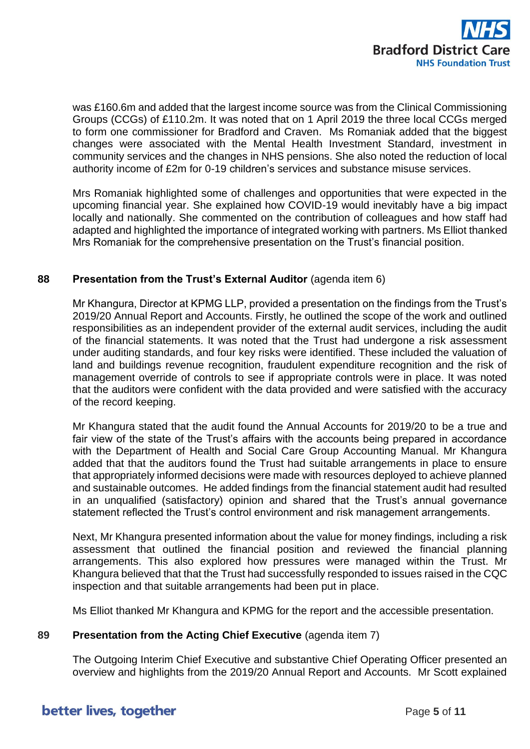was £160.6m and added that the largest income source was from the Clinical Commissioning Groups (CCGs) of £110.2m. It was noted that on 1 April 2019 the three local CCGs merged to form one commissioner for Bradford and Craven. Ms Romaniak added that the biggest changes were associated with the Mental Health Investment Standard, investment in community services and the changes in NHS pensions. She also noted the reduction of local authority income of £2m for 0-19 children's services and substance misuse services.

Mrs Romaniak highlighted some of challenges and opportunities that were expected in the upcoming financial year. She explained how COVID-19 would inevitably have a big impact locally and nationally. She commented on the contribution of colleagues and how staff had adapted and highlighted the importance of integrated working with partners. Ms Elliot thanked Mrs Romaniak for the comprehensive presentation on the Trust's financial position.

**88 Presentation from the Trust's External Auditor** (agenda item 6)

Mr Khangura, Director at KPMG LLP, provided a presentation on the findings from the Trust's 2019/20 Annual Report and Accounts. Firstly, he outlined the scope of the work and outlined responsibilities as an independent provider of the external audit services, including the audit of the financial statements. It was noted that the Trust had undergone a risk assessment under auditing standards, and four key risks were identified. These included the valuation of land and buildings revenue recognition, fraudulent expenditure recognition and the risk of management override of controls to see if appropriate controls were in place. It was noted that the auditors were confident with the data provided and were satisfied with the accuracy of the record keeping.

Mr Khangura stated that the audit found the Annual Accounts for 2019/20 to be a true and fair view of the state of the Trust's affairs with the accounts being prepared in accordance with the Department of Health and Social Care Group Accounting Manual. Mr Khangura added that that the auditors found the Trust had suitable arrangements in place to ensure that appropriately informed decisions were made with resources deployed to achieve planned and sustainable outcomes. He added findings from the financial statement audit had resulted in an unqualified (satisfactory) opinion and shared that the Trust's annual governance statement reflected the Trust's control environment and risk management arrangements.

Next, Mr Khangura presented information about the value for money findings, including a risk assessment that outlined the financial position and reviewed the financial planning arrangements. This also explored how pressures were managed within the Trust. Mr Khangura believed that that the Trust had successfully responded to issues raised in the CQC inspection and that suitable arrangements had been put in place.

Ms Elliot thanked Mr Khangura and KPMG for the report and the accessible presentation.

**89 Presentation from the Acting Chief Executive** (agenda item 7)

The Outgoing Interim Chief Executive and substantive Chief Operating Officer presented an overview and highlights from the 2019/20 Annual Report and Accounts. Mr Scott explained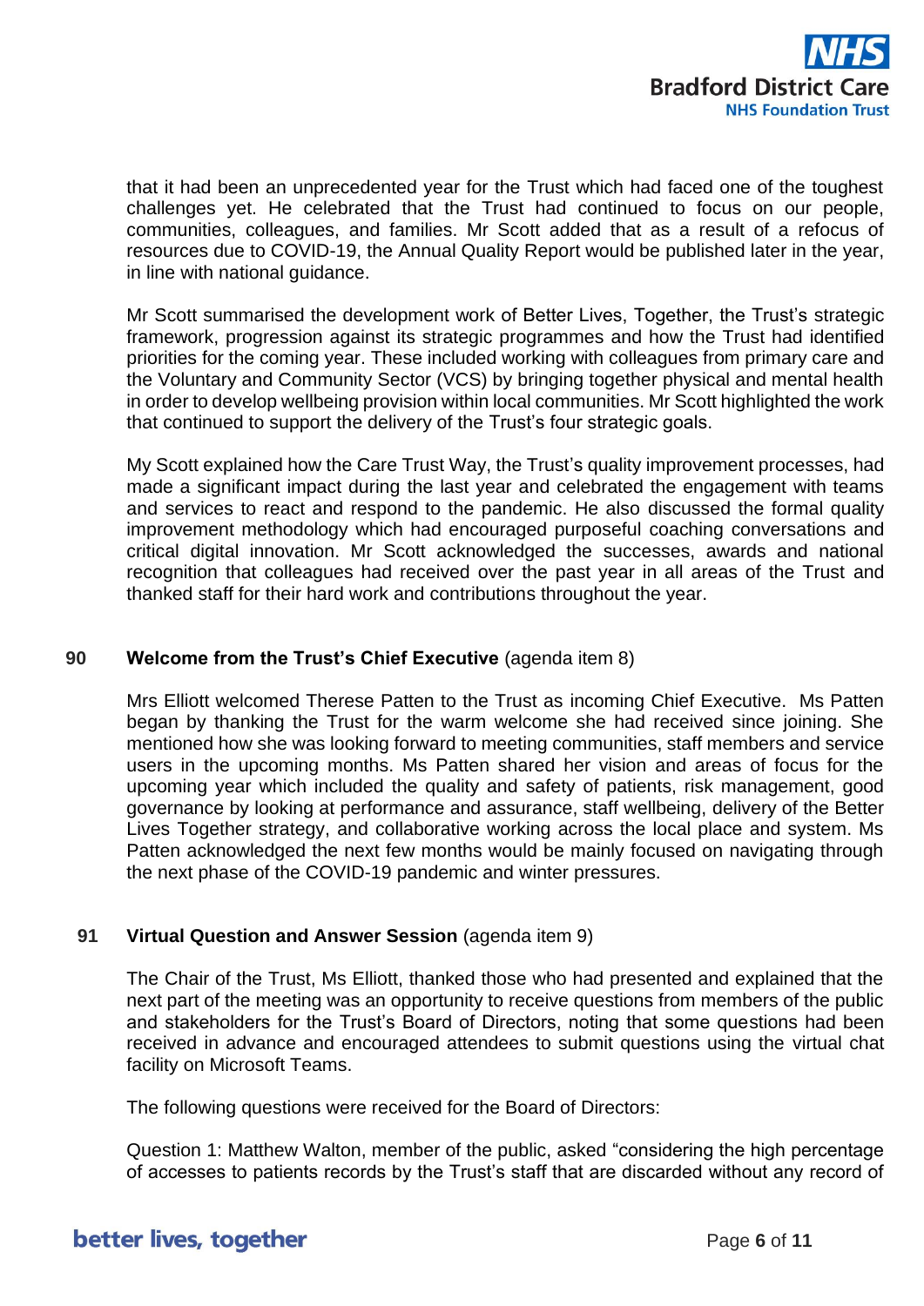that it had been an unprecedented year for the Trust which had faced one of the toughest challenges yet. He celebrated that the Trust had continued to focus on our people, communities, colleagues, and families. Mr Scott added that as a result of a refocus of resources due to COVID-19, the Annual Quality Report would be published later in the year, in line with national guidance.

Mr Scott summarised the development work of Better Lives, Together, the Trust's strategic framework, progression against its strategic programmes and how the Trust had identified priorities for the coming year. These included working with colleagues from primary care and the Voluntary and Community Sector (VCS) by bringing together physical and mental health in order to develop wellbeing provision within local communities. Mr Scott highlighted the work that continued to support the delivery of the Trust's four strategic goals.

My Scott explained how the Care Trust Way, the Trust's quality improvement processes, had made a significant impact during the last year and celebrated the engagement with teams and services to react and respond to the pandemic. He also discussed the formal quality improvement methodology which had encouraged purposeful coaching conversations and critical digital innovation. Mr Scott acknowledged the successes, awards and national recognition that colleagues had received over the past year in all areas of the Trust and thanked staff for their hard work and contributions throughout the year.

**90 Welcome from the Trust's Chief Executive** (agenda item 8)

Mrs Elliott welcomed Therese Patten to the Trust as incoming Chief Executive. Ms Patten began by thanking the Trust for the warm welcome she had received since joining. She mentioned how she was looking forward to meeting communities, staff members and service users in the upcoming months. Ms Patten shared her vision and areas of focus for the upcoming year which included the quality and safety of patients, risk management, good governance by looking at performance and assurance, staff wellbeing, delivery of the Better Lives Together strategy, and collaborative working across the local place and system. Ms Patten acknowledged the next few months would be mainly focused on navigating through the next phase of the COVID-19 pandemic and winter pressures.

**91 Virtual Question and Answer Session** (agenda item 9)

The Chair of the Trust, Ms Elliott, thanked those who had presented and explained that the next part of the meeting was an opportunity to receive questions from members of the public and stakeholders for the Trust's Board of Directors, noting that some questions had been received in advance and encouraged attendees to submit questions using the virtual chat facility on Microsoft Teams.

The following questions were received for the Board of Directors:

Question 1: Matthew Walton, member of the public, asked "considering the high percentage of accesses to patients records by the Trust's staff that are discarded without any record of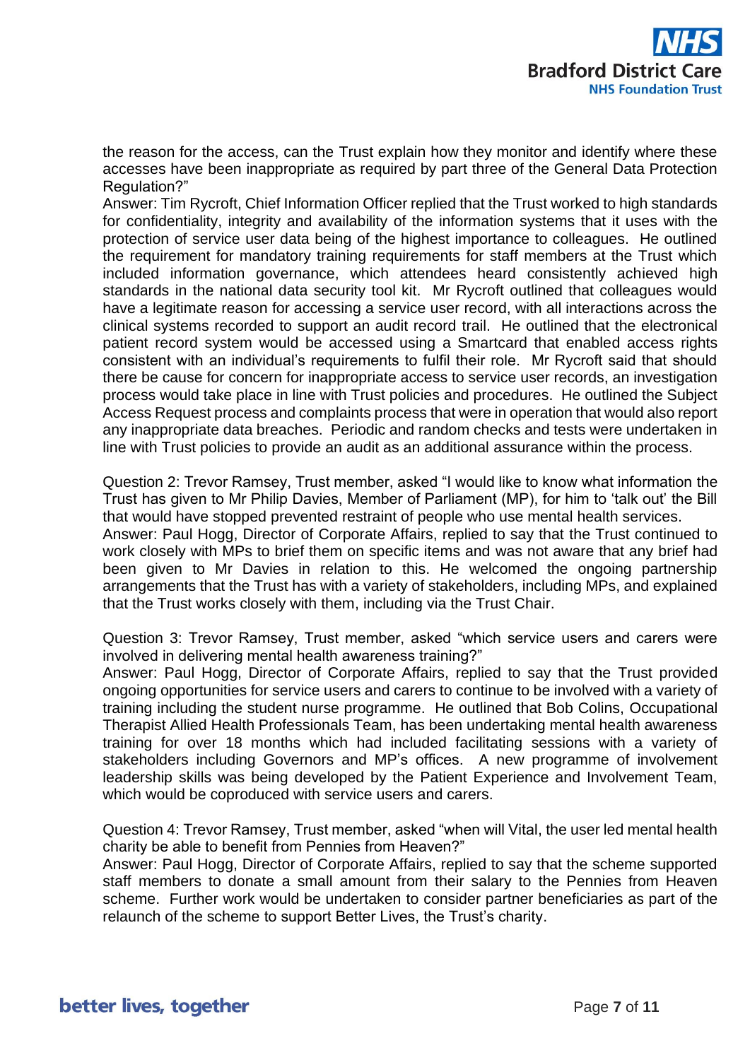the reason for the access, can the Trust explain how they monitor and identify where these accesses have been inappropriate as required by part three of the General Data Protection Regulation?"

Answer: Tim Rycroft, Chief Information Officer replied that the Trust worked to high standards for confidentiality, integrity and availability of the information systems that it uses with the protection of service user data being of the highest importance to colleagues. He outlined the requirement for mandatory training requirements for staff members at the Trust which included information governance, which attendees heard consistently achieved high standards in the national data security tool kit. Mr Rycroft outlined that colleagues would have a legitimate reason for accessing a service user record, with all interactions across the clinical systems recorded to support an audit record trail. He outlined that the electronical patient record system would be accessed using a Smartcard that enabled access rights consistent with an individual's requirements to fulfil their role. Mr Rycroft said that should there be cause for concern for inappropriate access to service user records, an investigation process would take place in line with Trust policies and procedures. He outlined the Subject Access Request process and complaints process that were in operation that would also report any inappropriate data breaches. Periodic and random checks and tests were undertaken in line with Trust policies to provide an audit as an additional assurance within the process.

Question 2: Trevor Ramsey, Trust member, asked "I would like to know what information the Trust has given to Mr Philip Davies, Member of Parliament (MP), for him to 'talk out' the Bill that would have stopped prevented restraint of people who use mental health services.

Answer: Paul Hogg, Director of Corporate Affairs, replied to say that the Trust continued to work closely with MPs to brief them on specific items and was not aware that any brief had been given to Mr Davies in relation to this. He welcomed the ongoing partnership arrangements that the Trust has with a variety of stakeholders, including MPs, and explained that the Trust works closely with them, including via the Trust Chair.

Question 3: Trevor Ramsey, Trust member, asked "which service users and carers were involved in delivering mental health awareness training?"

Answer: Paul Hogg, Director of Corporate Affairs, replied to say that the Trust provided ongoing opportunities for service users and carers to continue to be involved with a variety of training including the student nurse programme. He outlined that Bob Colins, Occupational Therapist Allied Health Professionals Team, has been undertaking mental health awareness training for over 18 months which had included facilitating sessions with a variety of stakeholders including Governors and MP's offices. A new programme of involvement leadership skills was being developed by the Patient Experience and Involvement Team, which would be coproduced with service users and carers.

Question 4: Trevor Ramsey, Trust member, asked "when will Vital, the user led mental health charity be able to benefit from Pennies from Heaven?"

Answer: Paul Hogg, Director of Corporate Affairs, replied to say that the scheme supported staff members to donate a small amount from their salary to the Pennies from Heaven scheme. Further work would be undertaken to consider partner beneficiaries as part of the relaunch of the scheme to support Better Lives, the Trust's charity.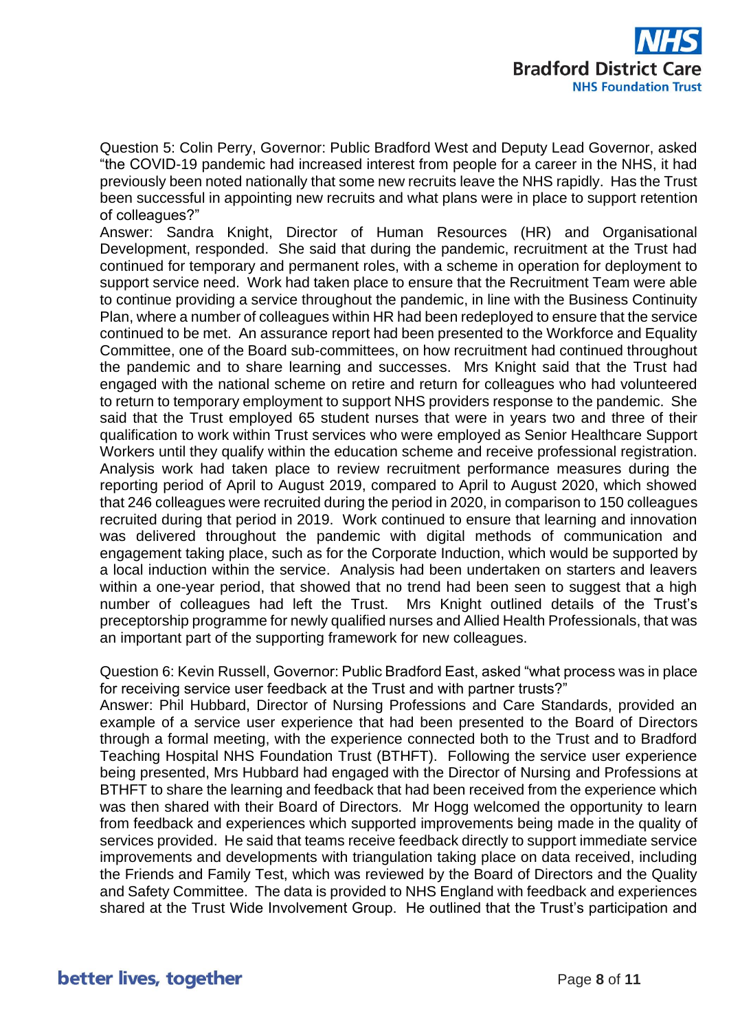Question 5: Colin Perry, Governor: Public Bradford West and Deputy Lead Governor, asked "the COVID-19 pandemic had increased interest from people for a career in the NHS, it had previously been noted nationally that some new recruits leave the NHS rapidly. Has the Trust been successful in appointing new recruits and what plans were in place to support retention of colleagues?"

Answer: Sandra Knight, Director of Human Resources (HR) and Organisational Development, responded. She said that during the pandemic, recruitment at the Trust had continued for temporary and permanent roles, with a scheme in operation for deployment to support service need. Work had taken place to ensure that the Recruitment Team were able to continue providing a service throughout the pandemic, in line with the Business Continuity Plan, where a number of colleagues within HR had been redeployed to ensure that the service continued to be met. An assurance report had been presented to the Workforce and Equality Committee, one of the Board sub-committees, on how recruitment had continued throughout the pandemic and to share learning and successes. Mrs Knight said that the Trust had engaged with the national scheme on retire and return for colleagues who had volunteered to return to temporary employment to support NHS providers response to the pandemic. She said that the Trust employed 65 student nurses that were in years two and three of their qualification to work within Trust services who were employed as Senior Healthcare Support Workers until they qualify within the education scheme and receive professional registration. Analysis work had taken place to review recruitment performance measures during the reporting period of April to August 2019, compared to April to August 2020, which showed that 246 colleagues were recruited during the period in 2020, in comparison to 150 colleagues recruited during that period in 2019. Work continued to ensure that learning and innovation was delivered throughout the pandemic with digital methods of communication and engagement taking place, such as for the Corporate Induction, which would be supported by a local induction within the service. Analysis had been undertaken on starters and leavers within a one-year period, that showed that no trend had been seen to suggest that a high number of colleagues had left the Trust. Mrs Knight outlined details of the Trust's preceptorship programme for newly qualified nurses and Allied Health Professionals, that was an important part of the supporting framework for new colleagues.

Question 6: Kevin Russell, Governor: Public Bradford East, asked "what process was in place for receiving service user feedback at the Trust and with partner trusts?"

Answer: Phil Hubbard, Director of Nursing Professions and Care Standards, provided an example of a service user experience that had been presented to the Board of Directors through a formal meeting, with the experience connected both to the Trust and to Bradford Teaching Hospital NHS Foundation Trust (BTHFT). Following the service user experience being presented, Mrs Hubbard had engaged with the Director of Nursing and Professions at BTHFT to share the learning and feedback that had been received from the experience which was then shared with their Board of Directors. Mr Hogg welcomed the opportunity to learn from feedback and experiences which supported improvements being made in the quality of services provided. He said that teams receive feedback directly to support immediate service improvements and developments with triangulation taking place on data received, including the Friends and Family Test, which was reviewed by the Board of Directors and the Quality and Safety Committee. The data is provided to NHS England with feedback and experiences shared at the Trust Wide Involvement Group. He outlined that the Trust's participation and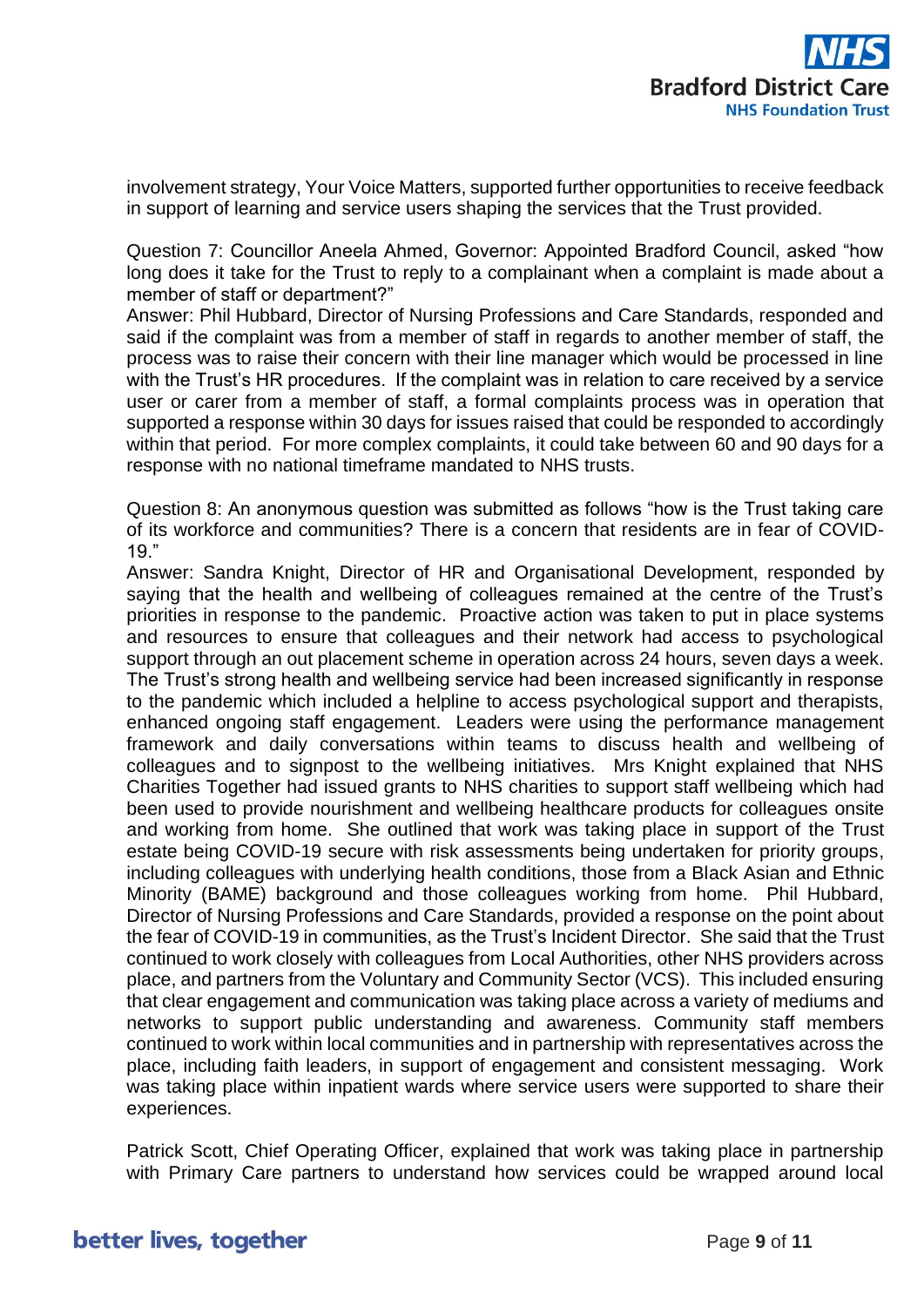involvement strategy, Your Voice Matters, supported further opportunities to receive feedback in support of learning and service users shaping the services that the Trust provided.

Question 7: Councillor Aneela Ahmed, Governor: Appointed Bradford Council, asked "how long does it take for the Trust to reply to a complainant when a complaint is made about a member of staff or department?"
Answer: Phil Hubbard, Director of Nursing Professions and Care Standards, responded and said if the complaint was from a member of staff in regards to another member of staff, the process was to raise their concern with their line manager which would be processed in line with the Trust's HR procedures. If the complaint was in relation to care received by a service user or carer from a member of staff, a formal complaints process was in operation that supported a response within 30 days for issues raised that could be responded to accordingly within that period. For more complex complaints, it could take between 60 and 90 days for a response with no national timeframe mandated to NHS trusts.

Question 8: An anonymous question was submitted as follows "how is the Trust taking care of its workforce and communities? There is a concern that residents are in fear of COVID-19."
Answer: Sandra Knight, Director of HR and Organisational Development, responded by saying that the health and wellbeing of colleagues remained at the centre of the Trust's priorities in response to the pandemic. Proactive action was taken to put in place systems and resources to ensure that colleagues and their network had access to psychological support through an out placement scheme in operation across 24 hours, seven days a week. The Trust's strong health and wellbeing service had been increased significantly in response to the pandemic which included a helpline to access psychological support and therapists, enhanced ongoing staff engagement. Leaders were using the performance management framework and daily conversations within teams to discuss health and wellbeing of colleagues and to signpost to the wellbeing initiatives. Mrs Knight explained that NHS Charities Together had issued grants to NHS charities to support staff wellbeing which had been used to provide nourishment and wellbeing healthcare products for colleagues onsite and working from home. She outlined that work was taking place in support of the Trust estate being COVID-19 secure with risk assessments being undertaken for priority groups, including colleagues with underlying health conditions, those from a Black Asian and Ethnic Minority (BAME) background and those colleagues working from home. Phil Hubbard, Director of Nursing Professions and Care Standards, provided a response on the point about the fear of COVID-19 in communities, as the Trust's Incident Director. She said that the Trust continued to work closely with colleagues from Local Authorities, other NHS providers across place, and partners from the Voluntary and Community Sector (VCS). This included ensuring that clear engagement and communication was taking place across a variety of mediums and networks to support public understanding and awareness. Community staff members continued to work within local communities and in partnership with representatives across the place, including faith leaders, in support of engagement and consistent messaging. Work was taking place within inpatient wards where service users were supported to share their experiences.

Patrick Scott, Chief Operating Officer, explained that work was taking place in partnership with Primary Care partners to understand how services could be wrapped around local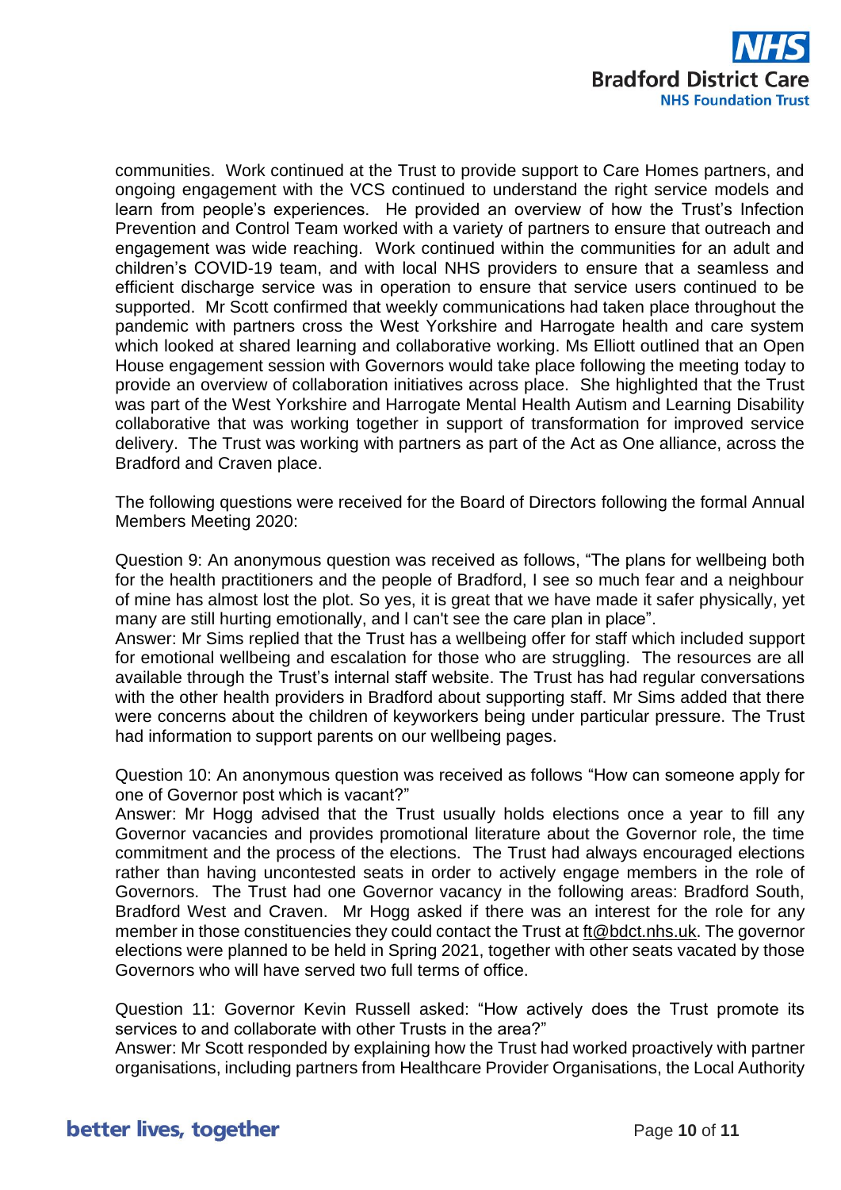communities. Work continued at the Trust to provide support to Care Homes partners, and ongoing engagement with the VCS continued to understand the right service models and learn from people's experiences. He provided an overview of how the Trust's Infection Prevention and Control Team worked with a variety of partners to ensure that outreach and engagement was wide reaching. Work continued within the communities for an adult and children's COVID-19 team, and with local NHS providers to ensure that a seamless and efficient discharge service was in operation to ensure that service users continued to be supported. Mr Scott confirmed that weekly communications had taken place throughout the pandemic with partners cross the West Yorkshire and Harrogate health and care system which looked at shared learning and collaborative working. Ms Elliott outlined that an Open House engagement session with Governors would take place following the meeting today to provide an overview of collaboration initiatives across place. She highlighted that the Trust was part of the West Yorkshire and Harrogate Mental Health Autism and Learning Disability collaborative that was working together in support of transformation for improved service delivery. The Trust was working with partners as part of the Act as One alliance, across the Bradford and Craven place.

The following questions were received for the Board of Directors following the formal Annual Members Meeting 2020:

Question 9: An anonymous question was received as follows, "The plans for wellbeing both for the health practitioners and the people of Bradford, I see so much fear and a neighbour of mine has almost lost the plot. So yes, it is great that we have made it safer physically, yet many are still hurting emotionally, and I can't see the care plan in place".
Answer: Mr Sims replied that the Trust has a wellbeing offer for staff which included support for emotional wellbeing and escalation for those who are struggling. The resources are all available through the Trust's internal staff website. The Trust has had regular conversations with the other health providers in Bradford about supporting staff. Mr Sims added that there were concerns about the children of keyworkers being under particular pressure. The Trust had information to support parents on our wellbeing pages.

Question 10: An anonymous question was received as follows "How can someone apply for one of Governor post which is vacant?"
Answer: Mr Hogg advised that the Trust usually holds elections once a year to fill any Governor vacancies and provides promotional literature about the Governor role, the time commitment and the process of the elections. The Trust had always encouraged elections rather than having uncontested seats in order to actively engage members in the role of Governors. The Trust had one Governor vacancy in the following areas: Bradford South, Bradford West and Craven. Mr Hogg asked if there was an interest for the role for any member in those constituencies they could contact the Trust at ft@bdct.nhs.uk. The governor elections were planned to be held in Spring 2021, together with other seats vacated by those Governors who will have served two full terms of office.

Question 11: Governor Kevin Russell asked: "How actively does the Trust promote its services to and collaborate with other Trusts in the area?"
Answer: Mr Scott responded by explaining how the Trust had worked proactively with partner organisations, including partners from Healthcare Provider Organisations, the Local Authority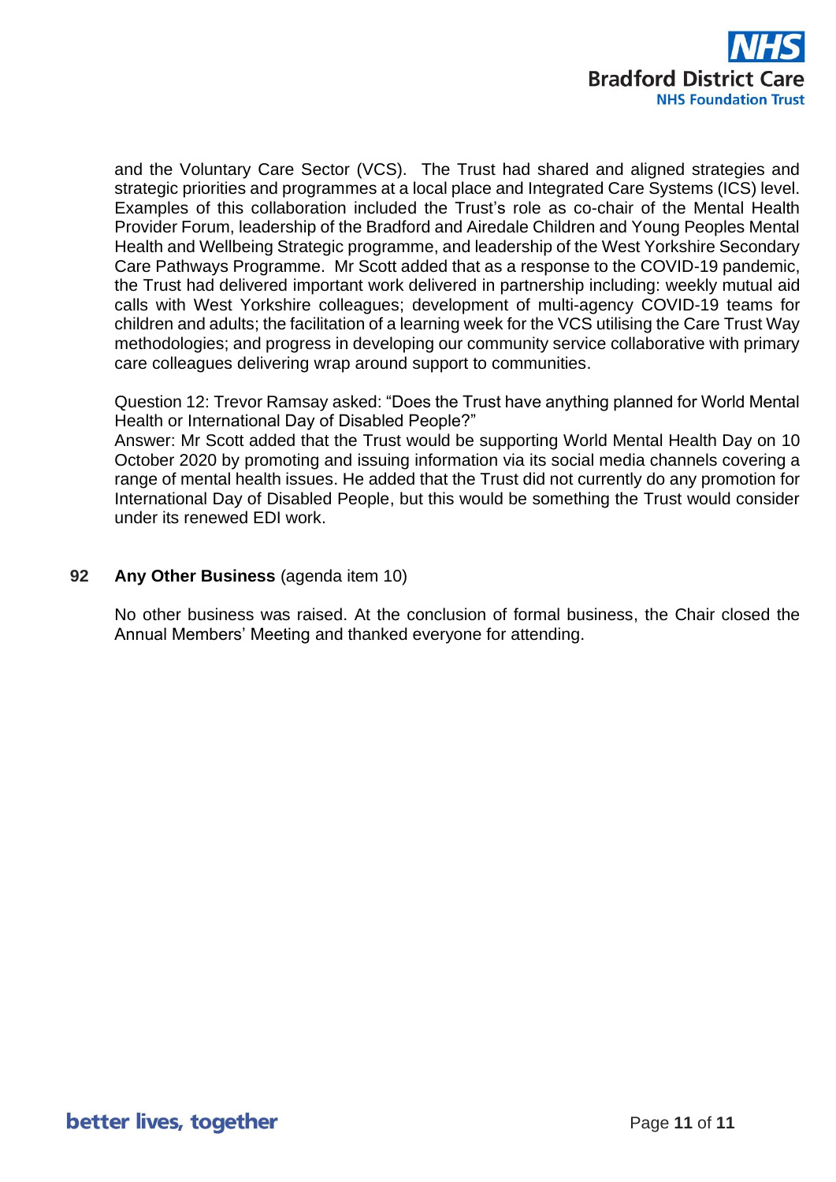and the Voluntary Care Sector (VCS). The Trust had shared and aligned strategies and strategic priorities and programmes at a local place and Integrated Care Systems (ICS) level. Examples of this collaboration included the Trust's role as co-chair of the Mental Health Provider Forum, leadership of the Bradford and Airedale Children and Young Peoples Mental Health and Wellbeing Strategic programme, and leadership of the West Yorkshire Secondary Care Pathways Programme. Mr Scott added that as a response to the COVID-19 pandemic, the Trust had delivered important work delivered in partnership including: weekly mutual aid calls with West Yorkshire colleagues; development of multi-agency COVID-19 teams for children and adults; the facilitation of a learning week for the VCS utilising the Care Trust Way methodologies; and progress in developing our community service collaborative with primary care colleagues delivering wrap around support to communities.

Question 12: Trevor Ramsay asked: "Does the Trust have anything planned for World Mental Health or International Day of Disabled People?"
Answer: Mr Scott added that the Trust would be supporting World Mental Health Day on 10 October 2020 by promoting and issuing information via its social media channels covering a range of mental health issues. He added that the Trust did not currently do any promotion for International Day of Disabled People, but this would be something the Trust would consider under its renewed EDI work.

**92 Any Other Business** (agenda item 10)

No other business was raised. At the conclusion of formal business, the Chair closed the Annual Members' Meeting and thanked everyone for attending.